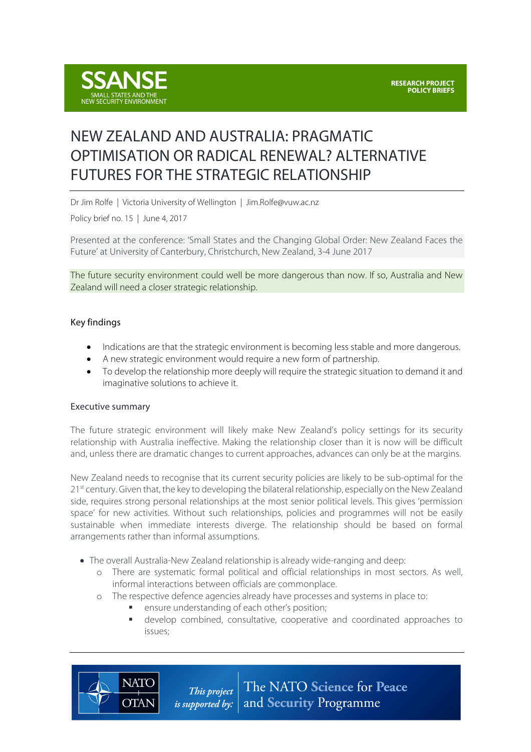SSANSE
SMALL STATES AND THE NEW SECURITY ENVIRONMENT

RESEARCH PROJECT
POLICY BRIEFS

# NEW ZEALAND AND AUSTRALIA: PRAGMATIC OPTIMISATION OR RADICAL RENEWAL? ALTERNATIVE FUTURES FOR THE STRATEGIC RELATIONSHIP

Dr Jim Rolfe | Victoria University of Wellington | Jim.Rolfe@vuw.ac.nz

Policy brief no. 15 | June 4, 2017

Presented at the conference: 'Small States and the Changing Global Order: New Zealand Faces the Future' at University of Canterbury, Christchurch, New Zealand, 3-4 June 2017

The future security environment could well be more dangerous than now. If so, Australia and New Zealand will need a closer strategic relationship.

## Key findings

- Indications are that the strategic environment is becoming less stable and more dangerous.
- A new strategic environment would require a new form of partnership.
- To develop the relationship more deeply will require the strategic situation to demand it and imaginative solutions to achieve it.

## Executive summary

The future strategic environment will likely make New Zealand's policy settings for its security relationship with Australia ineffective. Making the relationship closer than it is now will be difficult and, unless there are dramatic changes to current approaches, advances can only be at the margins.

New Zealand needs to recognise that its current security policies are likely to be sub-optimal for the 21st century. Given that, the key to developing the bilateral relationship, especially on the New Zealand side, requires strong personal relationships at the most senior political levels. This gives 'permission space' for new activities. Without such relationships, policies and programmes will not be easily sustainable when immediate interests diverge. The relationship should be based on formal arrangements rather than informal assumptions.

- The overall Australia-New Zealand relationship is already wide-ranging and deep:
  - There are systematic formal political and official relationships in most sectors. As well, informal interactions between officials are commonplace.
  - The respective defence agencies already have processes and systems in place to:
    - ensure understanding of each other's position;
    - develop combined, consultative, cooperative and coordinated approaches to issues;

This project is supported by: The NATO Science for Peace and Security Programme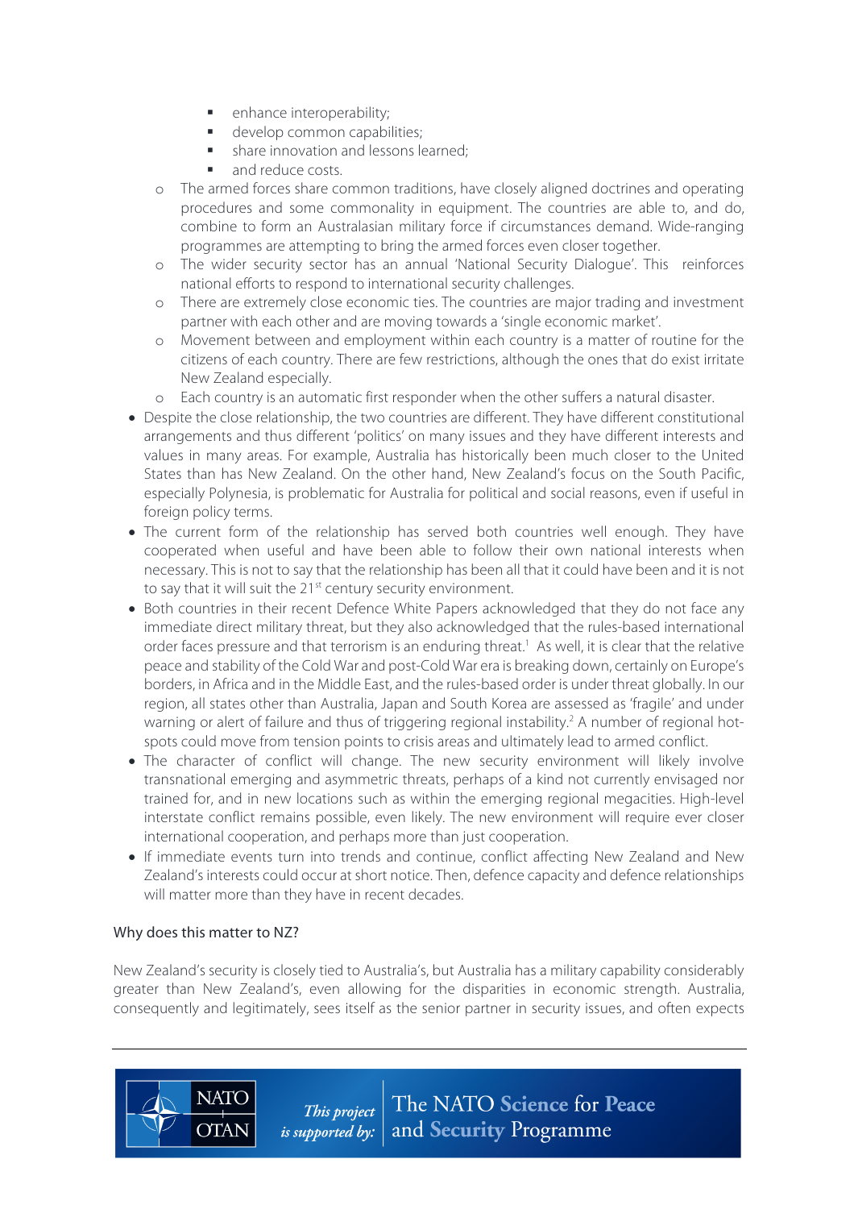- enhance interoperability;
        - develop common capabilities;
        - share innovation and lessons learned;
        - and reduce costs.
    - The armed forces share common traditions, have closely aligned doctrines and operating procedures and some commonality in equipment. The countries are able to, and do, combine to form an Australasian military force if circumstances demand. Wide-ranging programmes are attempting to bring the armed forces even closer together.
    - The wider security sector has an annual 'National Security Dialogue'. This reinforces national efforts to respond to international security challenges.
    - There are extremely close economic ties. The countries are major trading and investment partner with each other and are moving towards a 'single economic market'.
    - Movement between and employment within each country is a matter of routine for the citizens of each country. There are few restrictions, although the ones that do exist irritate New Zealand especially.
    - Each country is an automatic first responder when the other suffers a natural disaster.
- Despite the close relationship, the two countries are different. They have different constitutional arrangements and thus different 'politics' on many issues and they have different interests and values in many areas. For example, Australia has historically been much closer to the United States than has New Zealand. On the other hand, New Zealand's focus on the South Pacific, especially Polynesia, is problematic for Australia for political and social reasons, even if useful in foreign policy terms.
- The current form of the relationship has served both countries well enough. They have cooperated when useful and have been able to follow their own national interests when necessary. This is not to say that the relationship has been all that it could have been and it is not to say that it will suit the 21st century security environment.
- Both countries in their recent Defence White Papers acknowledged that they do not face any immediate direct military threat, but they also acknowledged that the rules-based international order faces pressure and that terrorism is an enduring threat.[1] As well, it is clear that the relative peace and stability of the Cold War and post-Cold War era is breaking down, certainly on Europe's borders, in Africa and in the Middle East, and the rules-based order is under threat globally. In our region, all states other than Australia, Japan and South Korea are assessed as 'fragile' and under warning or alert of failure and thus of triggering regional instability.[2] A number of regional hot-spots could move from tension points to crisis areas and ultimately lead to armed conflict.
- The character of conflict will change. The new security environment will likely involve transnational emerging and asymmetric threats, perhaps of a kind not currently envisaged nor trained for, and in new locations such as within the emerging regional megacities. High-level interstate conflict remains possible, even likely. The new environment will require ever closer international cooperation, and perhaps more than just cooperation.
- If immediate events turn into trends and continue, conflict affecting New Zealand and New Zealand's interests could occur at short notice. Then, defence capacity and defence relationships will matter more than they have in recent decades.

### Why does this matter to NZ?

New Zealand's security is closely tied to Australia's, but Australia has a military capability considerably greater than New Zealand's, even allowing for the disparities in economic strength. Australia, consequently and legitimately, sees itself as the senior partner in security issues, and often expects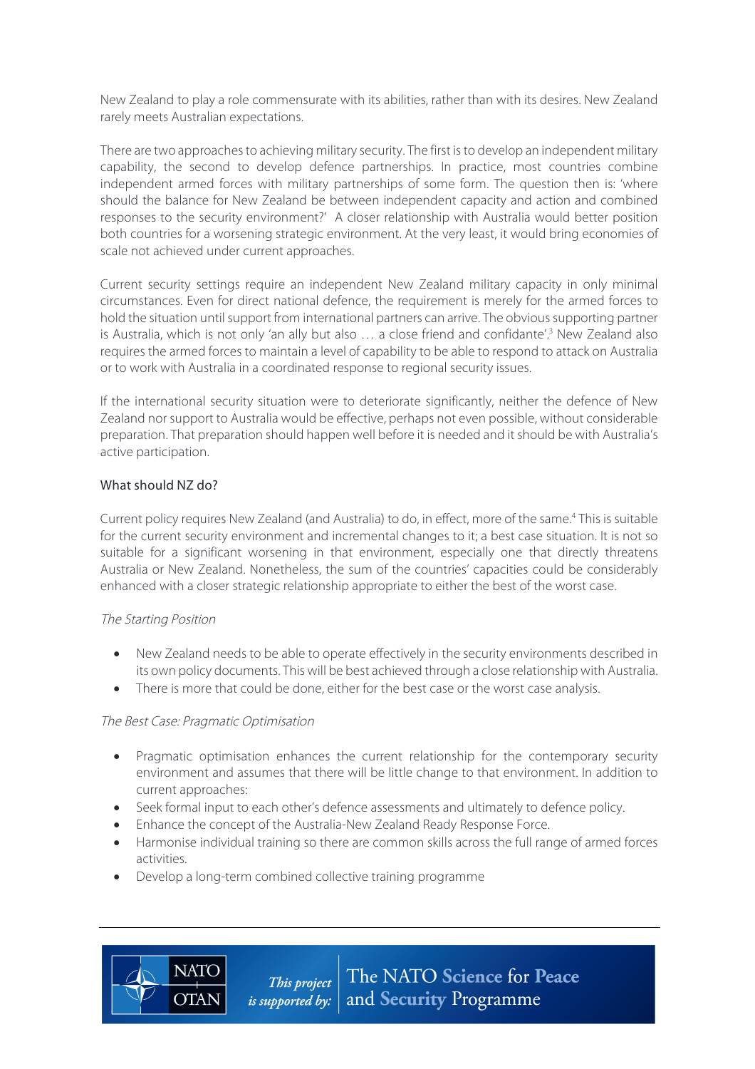New Zealand to play a role commensurate with its abilities, rather than with its desires. New Zealand rarely meets Australian expectations.

There are two approaches to achieving military security. The first is to develop an independent military capability, the second to develop defence partnerships. In practice, most countries combine independent armed forces with military partnerships of some form. The question then is: 'where should the balance for New Zealand be between independent capacity and action and combined responses to the security environment?' A closer relationship with Australia would better position both countries for a worsening strategic environment. At the very least, it would bring economies of scale not achieved under current approaches.

Current security settings require an independent New Zealand military capacity in only minimal circumstances. Even for direct national defence, the requirement is merely for the armed forces to hold the situation until support from international partners can arrive. The obvious supporting partner is Australia, which is not only 'an ally but also … a close friend and confidante'.[3] New Zealand also requires the armed forces to maintain a level of capability to be able to respond to attack on Australia or to work with Australia in a coordinated response to regional security issues.

If the international security situation were to deteriorate significantly, neither the defence of New Zealand nor support to Australia would be effective, perhaps not even possible, without considerable preparation. That preparation should happen well before it is needed and it should be with Australia's active participation.

## What should NZ do?

Current policy requires New Zealand (and Australia) to do, in effect, more of the same.[4] This is suitable for the current security environment and incremental changes to it; a best case situation. It is not so suitable for a significant worsening in that environment, especially one that directly threatens Australia or New Zealand. Nonetheless, the sum of the countries' capacities could be considerably enhanced with a closer strategic relationship appropriate to either the best of the worst case.

### *The Starting Position*

- New Zealand needs to be able to operate effectively in the security environments described in its own policy documents. This will be best achieved through a close relationship with Australia.
- There is more that could be done, either for the best case or the worst case analysis.

### *The Best Case: Pragmatic Optimisation*

- Pragmatic optimisation enhances the current relationship for the contemporary security environment and assumes that there will be little change to that environment. In addition to current approaches:
- Seek formal input to each other's defence assessments and ultimately to defence policy.
- Enhance the concept of the Australia-New Zealand Ready Response Force.
- Harmonise individual training so there are common skills across the full range of armed forces activities.
- Develop a long-term combined collective training programme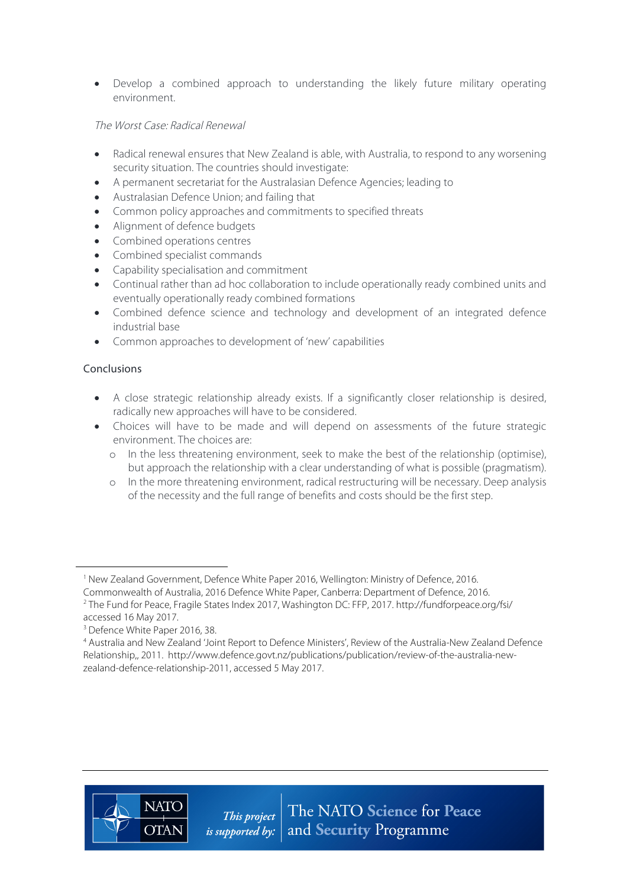- Develop a combined approach to understanding the likely future military operating environment.

*The Worst Case: Radical Renewal*

- Radical renewal ensures that New Zealand is able, with Australia, to respond to any worsening security situation. The countries should investigate:
- A permanent secretariat for the Australasian Defence Agencies; leading to
- Australasian Defence Union; and failing that
- Common policy approaches and commitments to specified threats
- Alignment of defence budgets
- Combined operations centres
- Combined specialist commands
- Capability specialisation and commitment
- Continual rather than ad hoc collaboration to include operationally ready combined units and eventually operationally ready combined formations
- Combined defence science and technology and development of an integrated defence industrial base
- Common approaches to development of 'new' capabilities

## Conclusions

- A close strategic relationship already exists. If a significantly closer relationship is desired, radically new approaches will have to be considered.
- Choices will have to be made and will depend on assessments of the future strategic environment. The choices are:
  - In the less threatening environment, seek to make the best of the relationship (optimise), but approach the relationship with a clear understanding of what is possible (pragmatism).
  - In the more threatening environment, radical restructuring will be necessary. Deep analysis of the necessity and the full range of benefits and costs should be the first step.

---

[1] New Zealand Government, Defence White Paper 2016, Wellington: Ministry of Defence, 2016. Commonwealth of Australia, 2016 Defence White Paper, Canberra: Department of Defence, 2016.

[2] The Fund for Peace, Fragile States Index 2017, Washington DC: FFP, 2017. http://fundforpeace.org/fsi/ accessed 16 May 2017.

[3] Defence White Paper 2016, 38.

[4] Australia and New Zealand 'Joint Report to Defence Ministers', Review of the Australia-New Zealand Defence Relationship,, 2011. http://www.defence.govt.nz/publications/publication/review-of-the-australia-new-zealand-defence-relationship-2011, accessed 5 May 2017.

NATO OTAN *This project is supported by:* The NATO Science for Peace and Security Programme